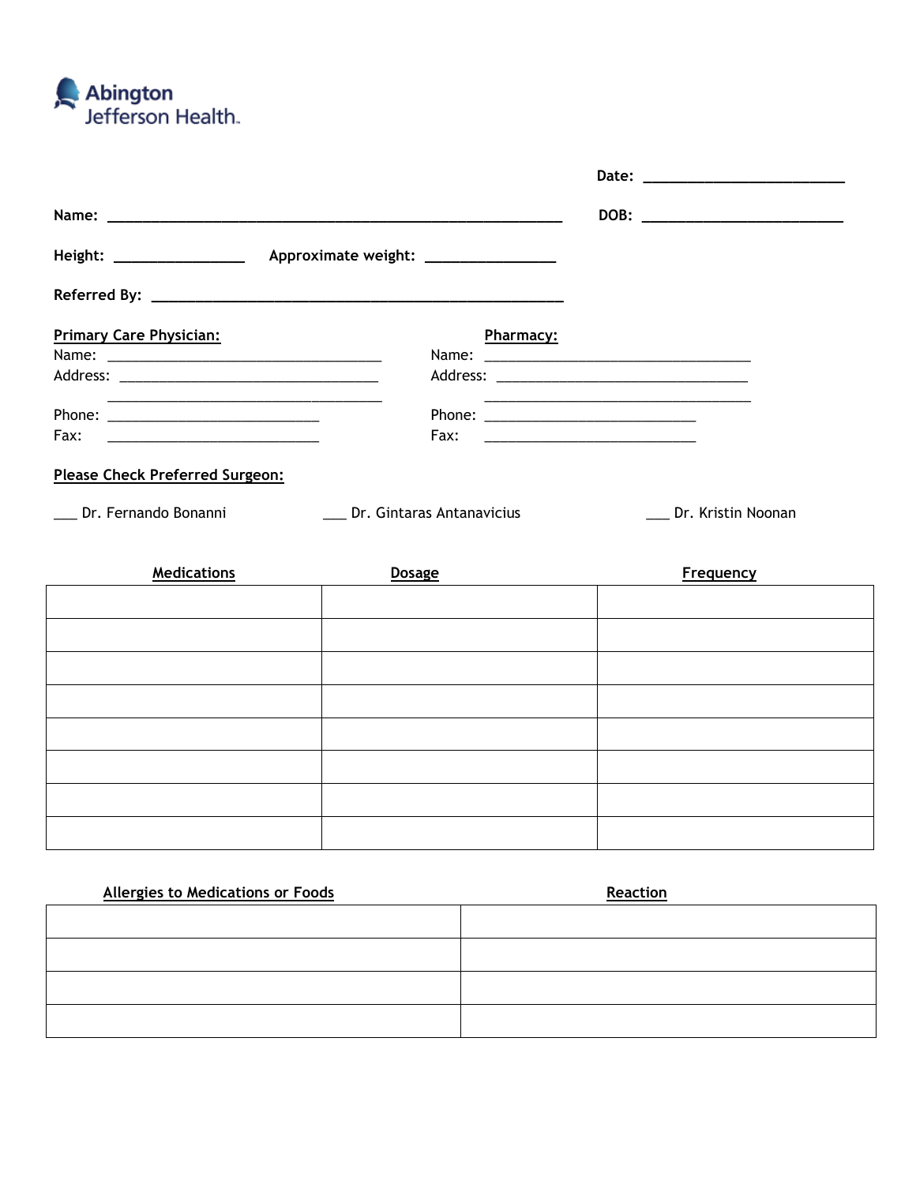Abington Jefferson Health

**Date:** ________________________

**Name:** ____________________________________________________ **DOB:** ________________________

**Height:** _______________ **Approximate weight:** _______________

**Referred By:** ________________________________________________

**Primary Care Physician:**

Name: ________________________________

Address: ______________________________

________________________________

Phone: _________________________

Fax: _________________________

**Pharmacy:**

Name: ________________________________

Address: ______________________________

________________________________

Phone: _________________________

Fax: _________________________

**Please Check Preferred Surgeon:**

___ Dr. Fernando Bonanni ___ Dr. Gintaras Antanavicius ___ Dr. Kristin Noonan

| Medications | Dosage | Frequency |
|---|---|---|
| | | |
| | | |
| | | |
| | | |
| | | |
| | | |
| | | |
| | | |

| Allergies to Medications or Foods | Reaction |
|---|---|
| | |
| | |
| | |
| | |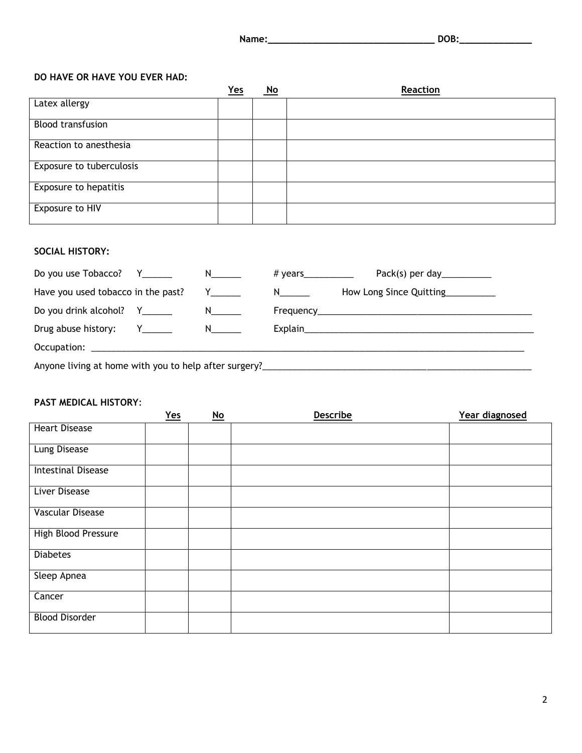Name:_________________________________ DOB:______________

**DO HAVE OR HAVE YOU EVER HAD:**

| | Yes | No | Reaction |
|---|---|---|---|
| Latex allergy | | | |
| Blood transfusion | | | |
| Reaction to anesthesia | | | |
| Exposure to tuberculosis | | | |
| Exposure to hepatitis | | | |
| Exposure to HIV | | | |

**SOCIAL HISTORY:**

Do you use Tobacco? Y______ N______ # years__________ Pack(s) per day__________

Have you used tobacco in the past? Y______ N______ How Long Since Quitting__________

Do you drink alcohol? Y______ N______ Frequency_____________________________________________

Drug abuse history: Y______ N______ Explain_________________________________________________

Occupation: _____________________________________________________________________________________

Anyone living at home with you to help after surgery?_______________________________________________________

**PAST MEDICAL HISTORY**:

| | Yes | No | Describe | Year diagnosed |
|---|---|---|---|---|
| Heart Disease | | | | |
| Lung Disease | | | | |
| Intestinal Disease | | | | |
| Liver Disease | | | | |
| Vascular Disease | | | | |
| High Blood Pressure | | | | |
| Diabetes | | | | |
| Sleep Apnea | | | | |
| Cancer | | | | |
| Blood Disorder | | | | |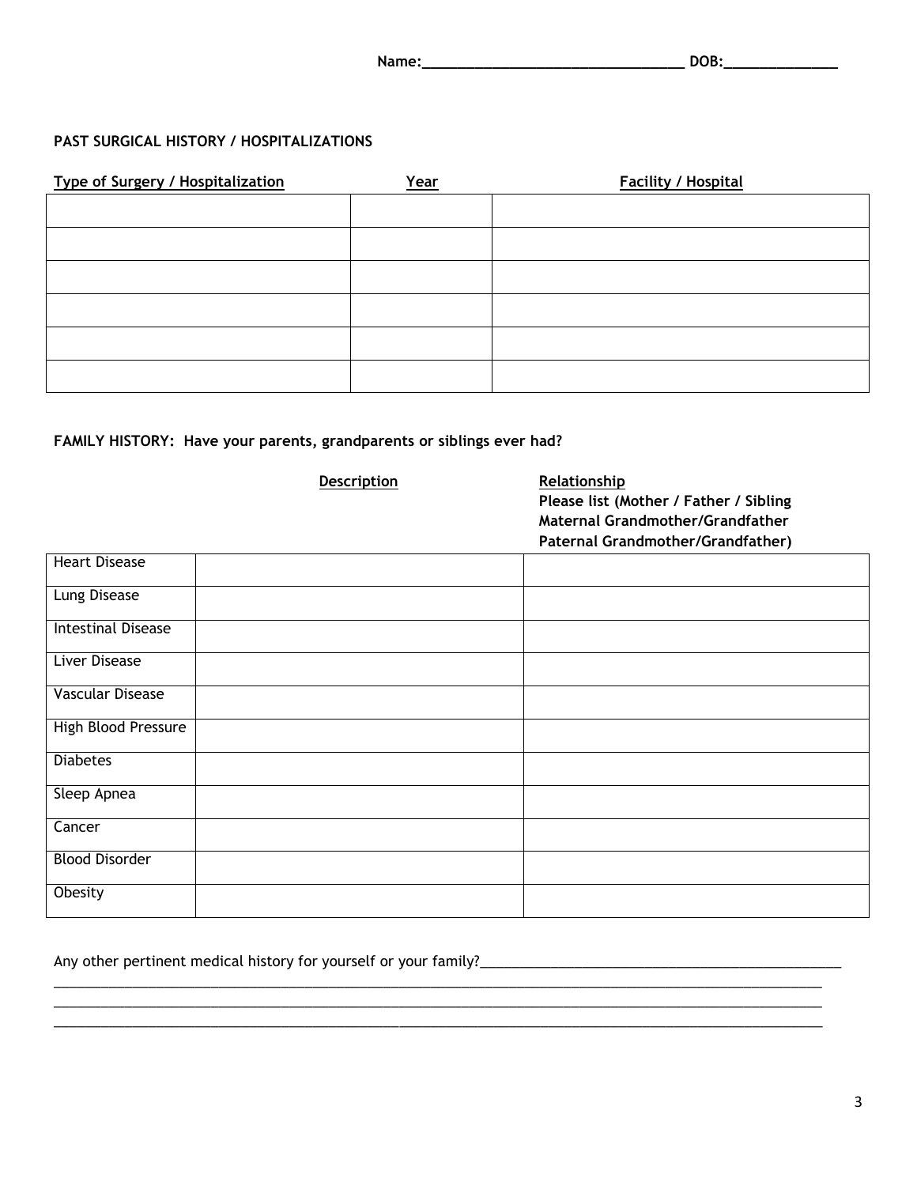Name:_________________________________ DOB:______________

## PAST SURGICAL HISTORY / HOSPITALIZATIONS

| Type of Surgery / Hospitalization | Year | Facility / Hospital |
| --- | --- | --- |
| | | |
| | | |
| | | |
| | | |
| | | |
| | | |

## FAMILY HISTORY: Have your parents, grandparents or siblings ever had?

| | Description | Relationship<br>Please list (Mother / Father / Sibling<br>Maternal Grandmother/Grandfather<br>Paternal Grandmother/Grandfather) |
| --- | --- | --- |
| Heart Disease | | |
| Lung Disease | | |
| Intestinal Disease | | |
| Liver Disease | | |
| Vascular Disease | | |
| High Blood Pressure | | |
| Diabetes | | |
| Sleep Apnea | | |
| Cancer | | |
| Blood Disorder | | |
| Obesity | | |

Any other pertinent medical history for yourself or your family?_________________________________________________
_____________________________________________________________________________________________
_____________________________________________________________________________________________
_____________________________________________________________________________________________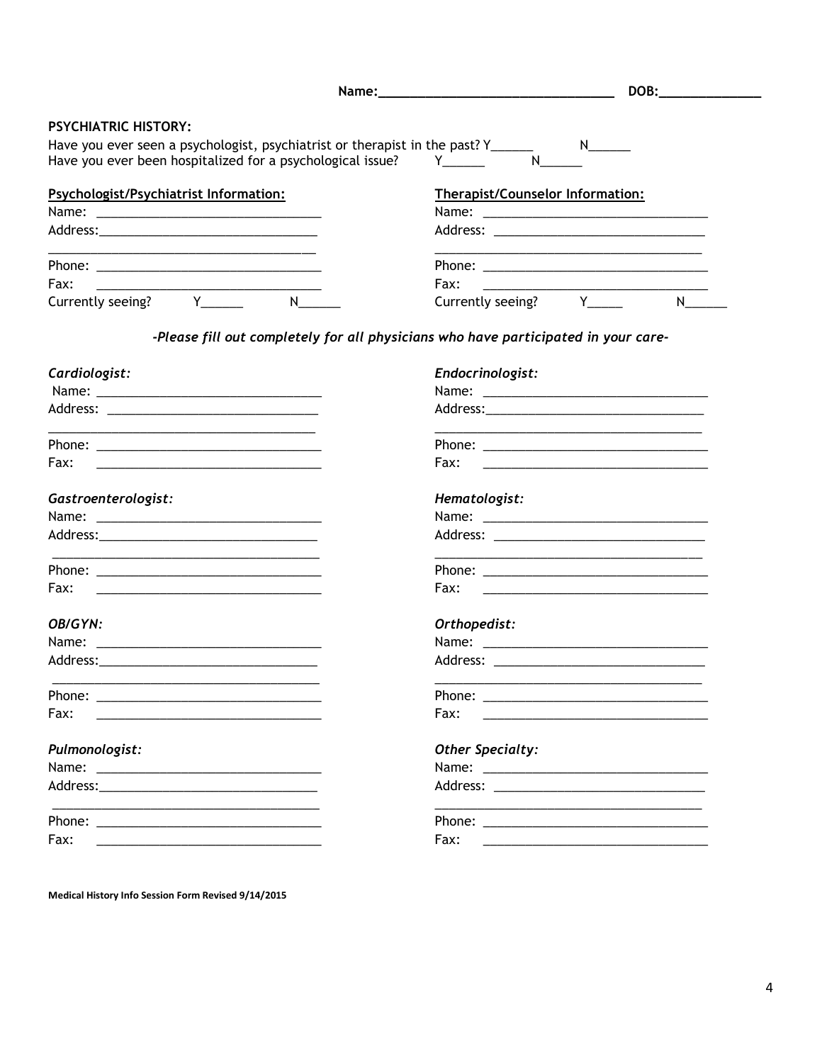Name:________________________________ DOB:______________

**PSYCHIATRIC HISTORY:**

Have you ever seen a psychologist, psychiatrist or therapist in the past? Y______ N______

Have you ever been hospitalized for a psychological issue? Y______ N______

**Psychologist/Psychiatrist Information:**

Name: ________________________________

Address:_______________________________

_______________________________________

Phone: ________________________________

Fax: ________________________________

Currently seeing? Y______ N______

**Therapist/Counselor Information:**

Name: ________________________________

Address: ______________________________

_______________________________________

Phone: ________________________________

Fax: ________________________________

Currently seeing? Y_____ N______

***-Please fill out completely for all physicians who have participated in your care-***

***Cardiologist:***

Name: ________________________________

Address: ______________________________

_______________________________________

Phone: ________________________________

Fax: ________________________________

***Endocrinologist:***

Name: ________________________________

Address:_______________________________

_______________________________________

Phone: ________________________________

Fax: ________________________________

***Gastroenterologist:***

Name: ________________________________

Address:_______________________________

_______________________________________

Phone: ________________________________

Fax: ________________________________

***Hematologist:***

Name: ________________________________

Address: ______________________________

_______________________________________

Phone: ________________________________

Fax: ________________________________

***OB/GYN:***

Name: ________________________________

Address:_______________________________

_______________________________________

Phone: ________________________________

Fax: ________________________________

***Orthopedist:***

Name: ________________________________

Address: ______________________________

_______________________________________

Phone: ________________________________

Fax: ________________________________

***Pulmonologist:***

Name: ________________________________

Address:_______________________________

_______________________________________

Phone: ________________________________

Fax: ________________________________

***Other Specialty:***

Name: ________________________________

Address: ______________________________

_______________________________________

Phone: ________________________________

Fax: ________________________________

**Medical History Info Session Form Revised 9/14/2015**